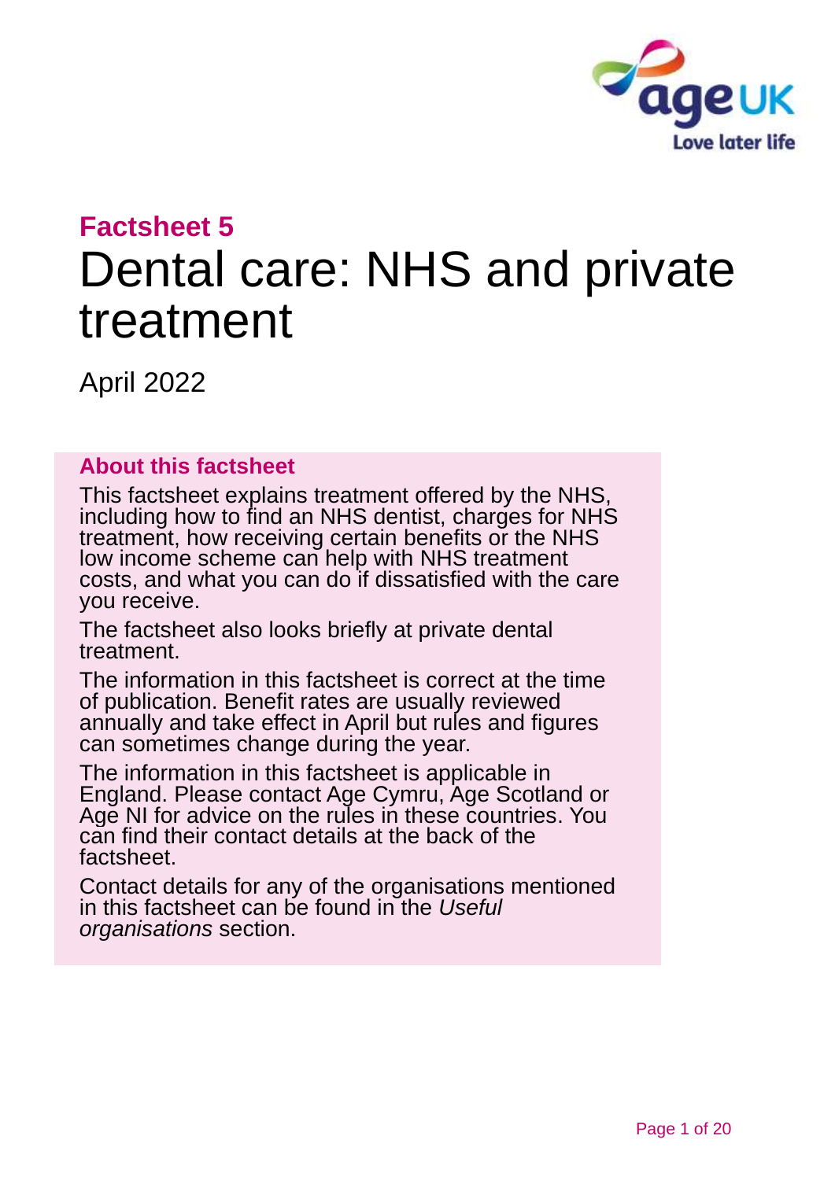# Factsheet 5

# Dental care: NHS and private treatment

April 2022

## About this factsheet

This factsheet explains treatment offered by the NHS, including how to find an NHS dentist, charges for NHS treatment, how receiving certain benefits or the NHS low income scheme can help with NHS treatment costs, and what you can do if dissatisfied with the care you receive.

The factsheet also looks briefly at private dental treatment.

The information in this factsheet is correct at the time of publication. Benefit rates are usually reviewed annually and take effect in April but rules and figures can sometimes change during the year.

The information in this factsheet is applicable in England. Please contact Age Cymru, Age Scotland or Age NI for advice on the rules in these countries. You can find their contact details at the back of the factsheet.

Contact details for any of the organisations mentioned in this factsheet can be found in the *Useful organisations* section.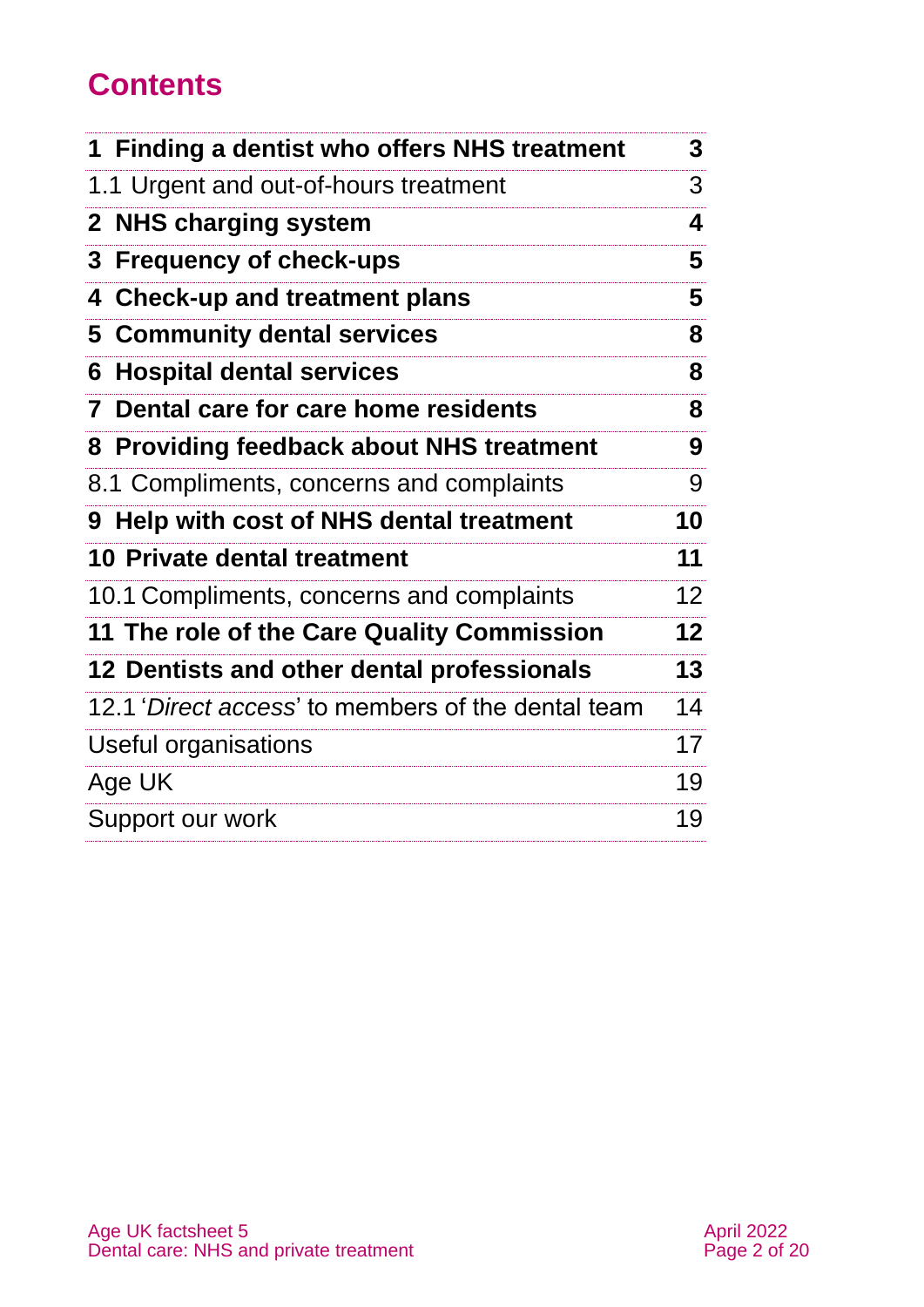# Contents

| | |
|---|---|
| **1 Finding a dentist who offers NHS treatment** | **3** |
| 1.1 Urgent and out-of-hours treatment | 3 |
| **2 NHS charging system** | **4** |
| **3 Frequency of check-ups** | **5** |
| **4 Check-up and treatment plans** | **5** |
| **5 Community dental services** | **8** |
| **6 Hospital dental services** | **8** |
| **7 Dental care for care home residents** | **8** |
| **8 Providing feedback about NHS treatment** | **9** |
| 8.1 Compliments, concerns and complaints | 9 |
| **9 Help with cost of NHS dental treatment** | **10** |
| **10 Private dental treatment** | **11** |
| 10.1 Compliments, concerns and complaints | 12 |
| **11 The role of the Care Quality Commission** | **12** |
| **12 Dentists and other dental professionals** | **13** |
| 12.1 '*Direct access*' to members of the dental team | 14 |
| Useful organisations | 17 |
| Age UK | 19 |
| Support our work | 19 |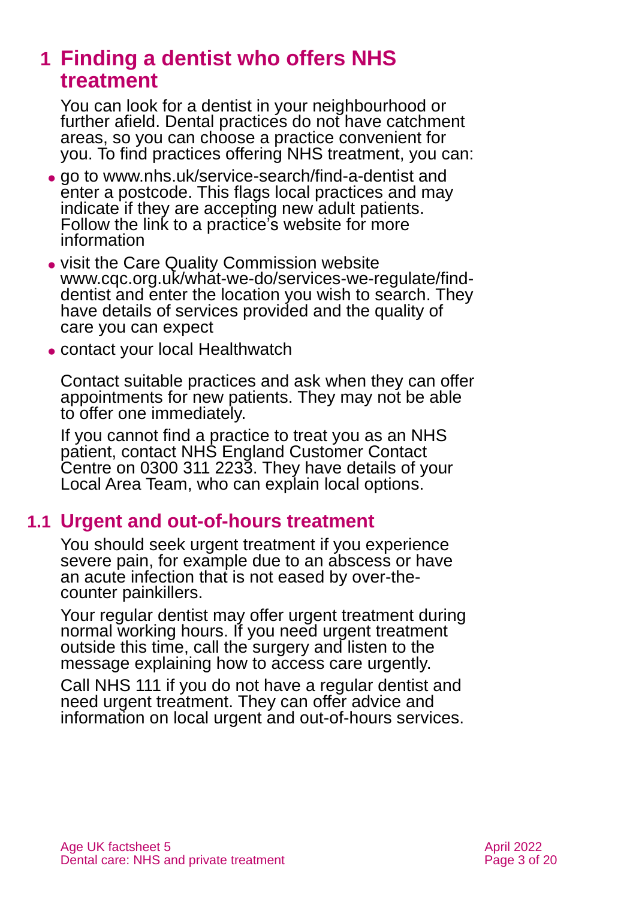## 1 Finding a dentist who offers NHS treatment

You can look for a dentist in your neighbourhood or further afield. Dental practices do not have catchment areas, so you can choose a practice convenient for you. To find practices offering NHS treatment, you can:

- go to www.nhs.uk/service-search/find-a-dentist and enter a postcode. This flags local practices and may indicate if they are accepting new adult patients. Follow the link to a practice's website for more information
- visit the Care Quality Commission website www.cqc.org.uk/what-we-do/services-we-regulate/find-dentist and enter the location you wish to search. They have details of services provided and the quality of care you can expect
- contact your local Healthwatch

Contact suitable practices and ask when they can offer appointments for new patients. They may not be able to offer one immediately.

If you cannot find a practice to treat you as an NHS patient, contact NHS England Customer Contact Centre on 0300 311 2233. They have details of your Local Area Team, who can explain local options.

### 1.1 Urgent and out-of-hours treatment

You should seek urgent treatment if you experience severe pain, for example due to an abscess or have an acute infection that is not eased by over-the-counter painkillers.

Your regular dentist may offer urgent treatment during normal working hours. If you need urgent treatment outside this time, call the surgery and listen to the message explaining how to access care urgently.

Call NHS 111 if you do not have a regular dentist and need urgent treatment. They can offer advice and information on local urgent and out-of-hours services.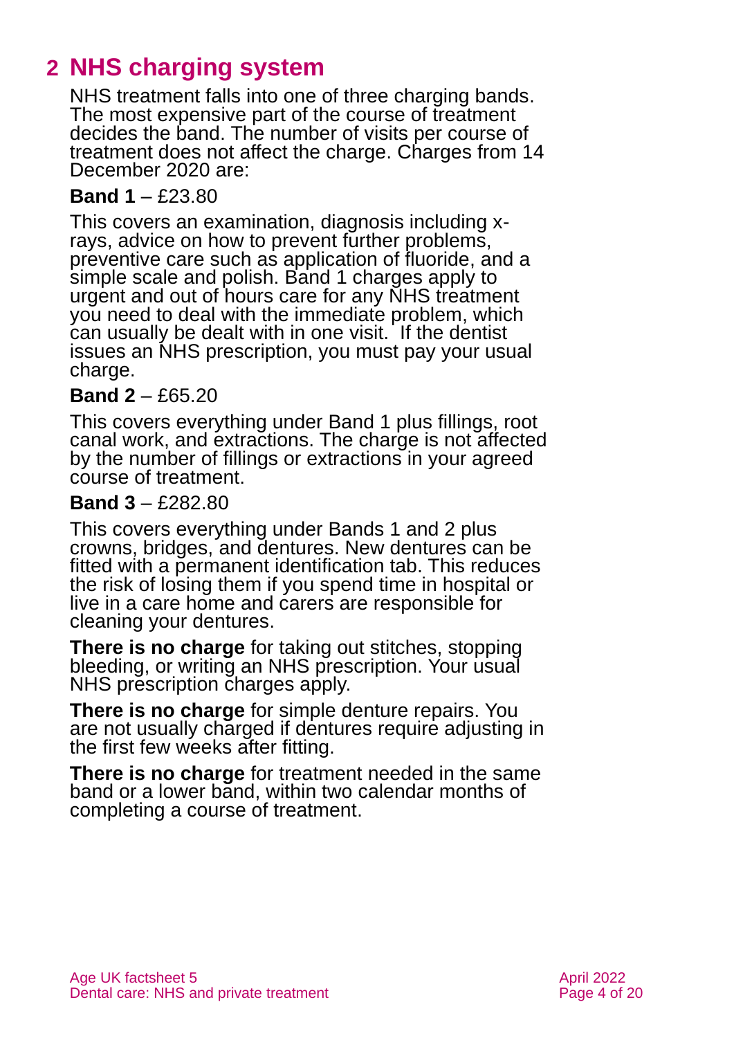## 2 NHS charging system

NHS treatment falls into one of three charging bands. The most expensive part of the course of treatment decides the band. The number of visits per course of treatment does not affect the charge. Charges from 14 December 2020 are:

**Band 1** – £23.80

This covers an examination, diagnosis including x-rays, advice on how to prevent further problems, preventive care such as application of fluoride, and a simple scale and polish. Band 1 charges apply to urgent and out of hours care for any NHS treatment you need to deal with the immediate problem, which can usually be dealt with in one visit. If the dentist issues an NHS prescription, you must pay your usual charge.

**Band 2** – £65.20

This covers everything under Band 1 plus fillings, root canal work, and extractions. The charge is not affected by the number of fillings or extractions in your agreed course of treatment.

**Band 3** – £282.80

This covers everything under Bands 1 and 2 plus crowns, bridges, and dentures. New dentures can be fitted with a permanent identification tab. This reduces the risk of losing them if you spend time in hospital or live in a care home and carers are responsible for cleaning your dentures.

**There is no charge** for taking out stitches, stopping bleeding, or writing an NHS prescription. Your usual NHS prescription charges apply.

**There is no charge** for simple denture repairs. You are not usually charged if dentures require adjusting in the first few weeks after fitting.

**There is no charge** for treatment needed in the same band or a lower band, within two calendar months of completing a course of treatment.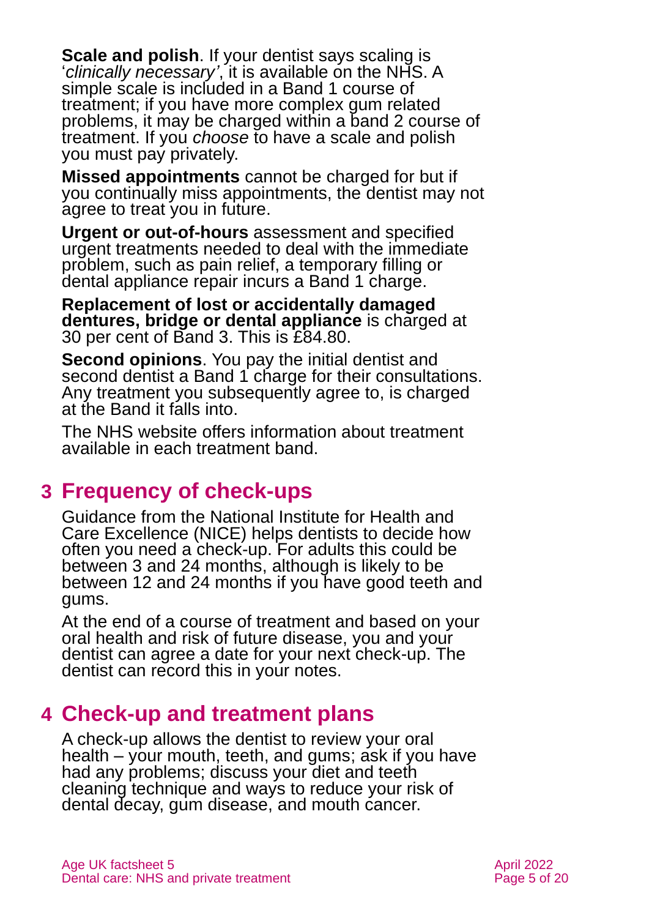**Scale and polish**. If your dentist says scaling is '*clinically necessary'*, it is available on the NHS. A simple scale is included in a Band 1 course of treatment; if you have more complex gum related problems, it may be charged within a band 2 course of treatment. If you *choose* to have a scale and polish you must pay privately.

**Missed appointments** cannot be charged for but if you continually miss appointments, the dentist may not agree to treat you in future.

**Urgent or out-of-hours** assessment and specified urgent treatments needed to deal with the immediate problem, such as pain relief, a temporary filling or dental appliance repair incurs a Band 1 charge.

**Replacement of lost or accidentally damaged dentures, bridge or dental appliance** is charged at 30 per cent of Band 3. This is £84.80.

**Second opinions**. You pay the initial dentist and second dentist a Band 1 charge for their consultations. Any treatment you subsequently agree to, is charged at the Band it falls into.

The NHS website offers information about treatment available in each treatment band.

## 3 Frequency of check-ups

Guidance from the National Institute for Health and Care Excellence (NICE) helps dentists to decide how often you need a check-up. For adults this could be between 3 and 24 months, although is likely to be between 12 and 24 months if you have good teeth and gums.

At the end of a course of treatment and based on your oral health and risk of future disease, you and your dentist can agree a date for your next check-up. The dentist can record this in your notes.

## 4 Check-up and treatment plans

A check-up allows the dentist to review your oral health – your mouth, teeth, and gums; ask if you have had any problems; discuss your diet and teeth cleaning technique and ways to reduce your risk of dental decay, gum disease, and mouth cancer.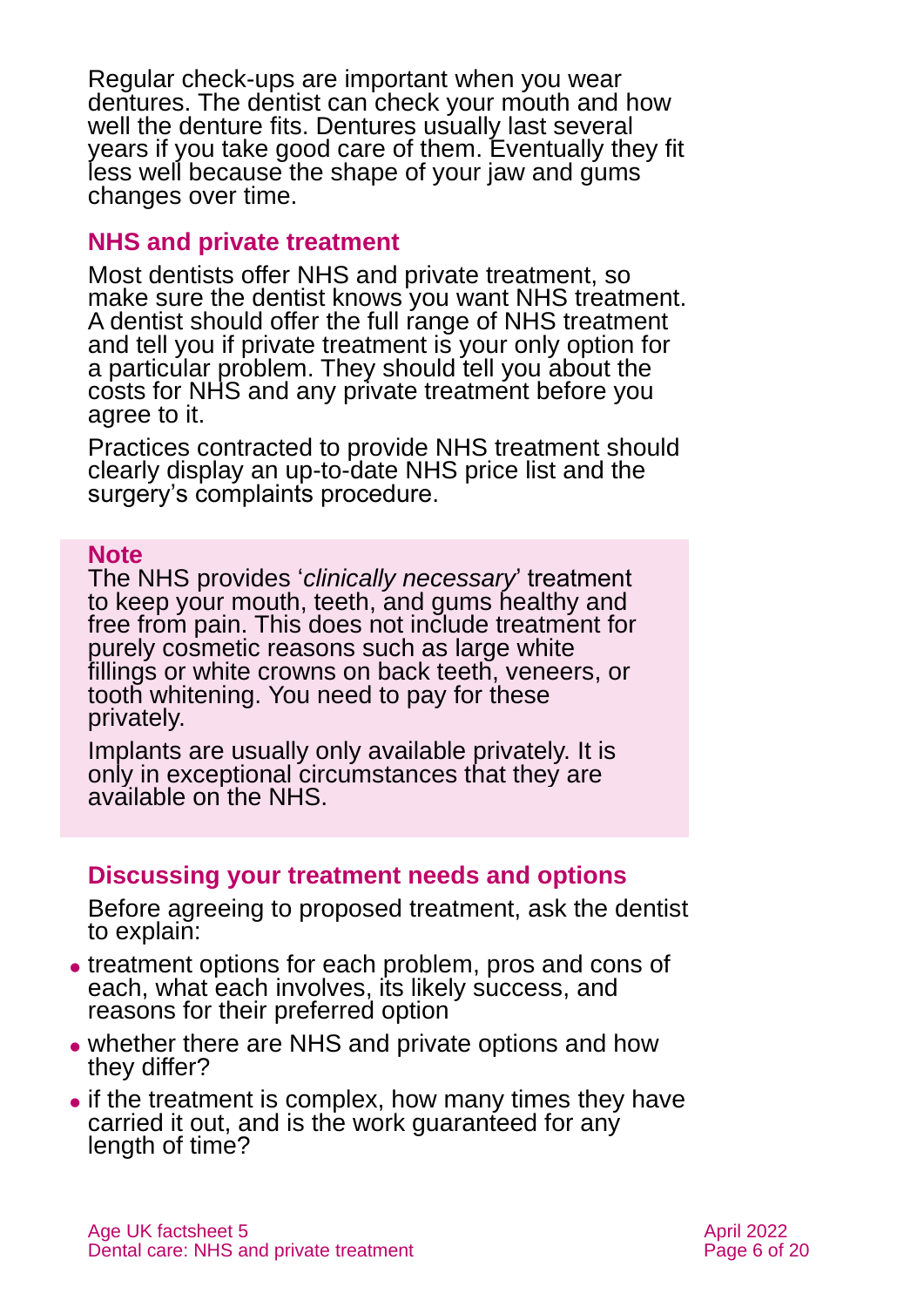Regular check-ups are important when you wear dentures. The dentist can check your mouth and how well the denture fits. Dentures usually last several years if you take good care of them. Eventually they fit less well because the shape of your jaw and gums changes over time.

## NHS and private treatment

Most dentists offer NHS and private treatment, so make sure the dentist knows you want NHS treatment. A dentist should offer the full range of NHS treatment and tell you if private treatment is your only option for a particular problem. They should tell you about the costs for NHS and any private treatment before you agree to it.

Practices contracted to provide NHS treatment should clearly display an up-to-date NHS price list and the surgery's complaints procedure.

**Note**

The NHS provides '*clinically necessary*' treatment to keep your mouth, teeth, and gums healthy and free from pain. This does not include treatment for purely cosmetic reasons such as large white fillings or white crowns on back teeth, veneers, or tooth whitening. You need to pay for these privately.

Implants are usually only available privately. It is only in exceptional circumstances that they are available on the NHS.

## Discussing your treatment needs and options

Before agreeing to proposed treatment, ask the dentist to explain:

- treatment options for each problem, pros and cons of each, what each involves, its likely success, and reasons for their preferred option
- whether there are NHS and private options and how they differ?
- if the treatment is complex, how many times they have carried it out, and is the work guaranteed for any length of time?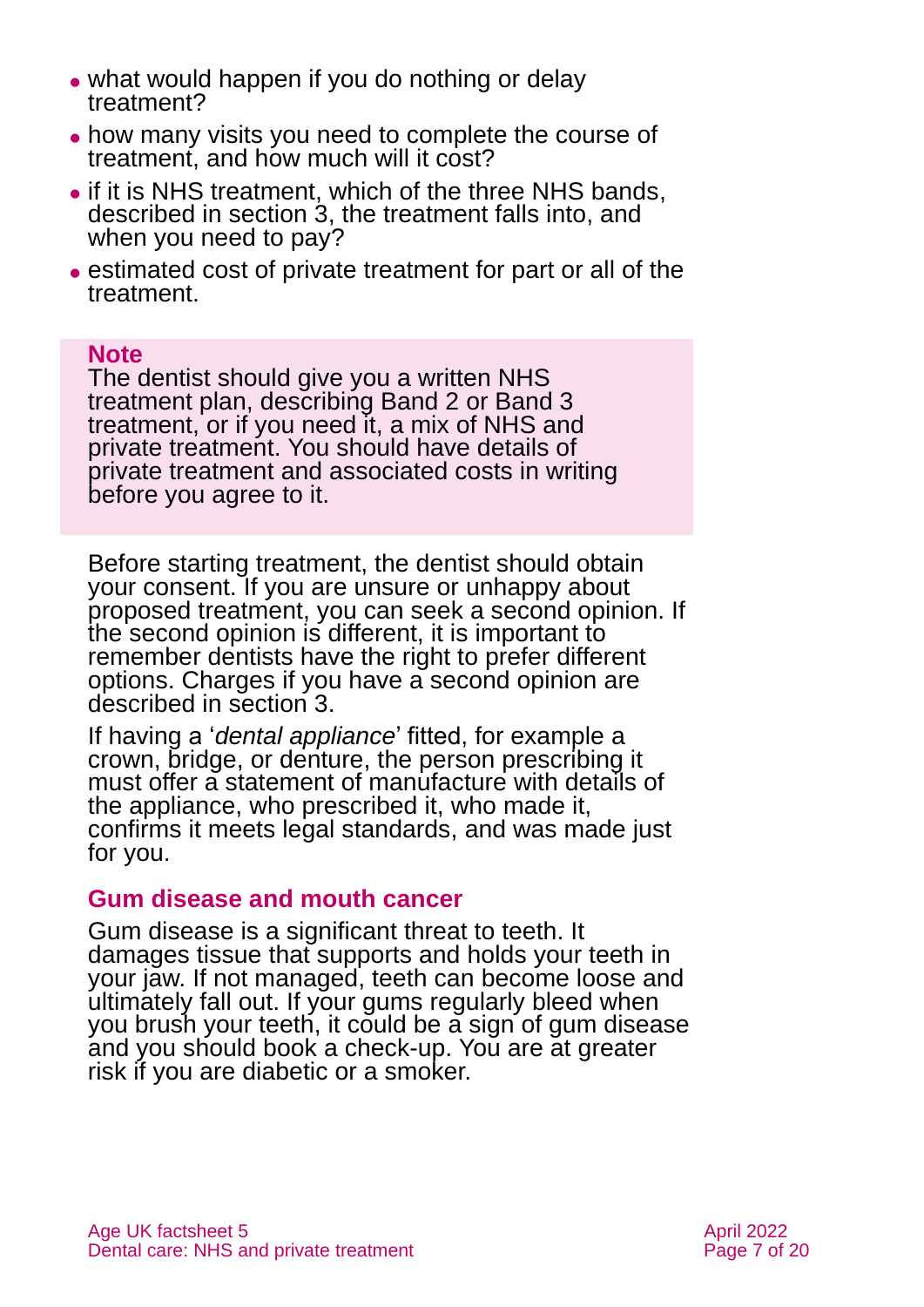- what would happen if you do nothing or delay treatment?
- how many visits you need to complete the course of treatment, and how much will it cost?
- if it is NHS treatment, which of the three NHS bands, described in section 3, the treatment falls into, and when you need to pay?
- estimated cost of private treatment for part or all of the treatment.

> **Note**
> The dentist should give you a written NHS treatment plan, describing Band 2 or Band 3 treatment, or if you need it, a mix of NHS and private treatment. You should have details of private treatment and associated costs in writing before you agree to it.

Before starting treatment, the dentist should obtain your consent. If you are unsure or unhappy about proposed treatment, you can seek a second opinion. If the second opinion is different, it is important to remember dentists have the right to prefer different options. Charges if you have a second opinion are described in section 3.

If having a '*dental appliance*' fitted, for example a crown, bridge, or denture, the person prescribing it must offer a statement of manufacture with details of the appliance, who prescribed it, who made it, confirms it meets legal standards, and was made just for you.

### Gum disease and mouth cancer

Gum disease is a significant threat to teeth. It damages tissue that supports and holds your teeth in your jaw. If not managed, teeth can become loose and ultimately fall out. If your gums regularly bleed when you brush your teeth, it could be a sign of gum disease and you should book a check-up. You are at greater risk if you are diabetic or a smoker.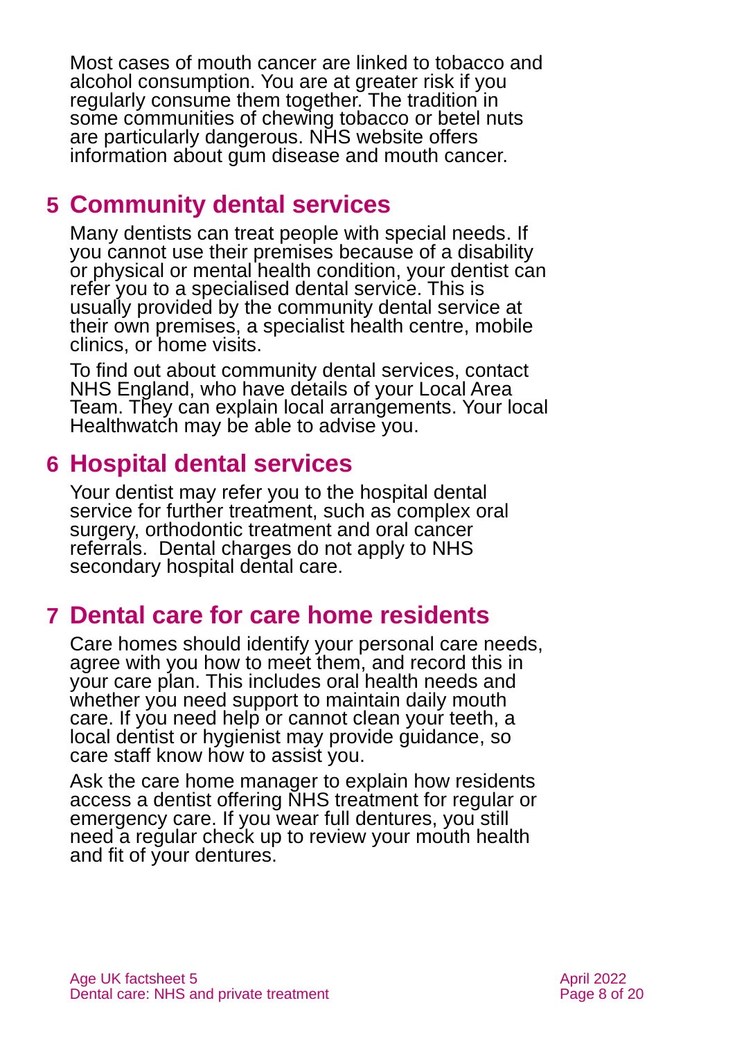Most cases of mouth cancer are linked to tobacco and alcohol consumption. You are at greater risk if you regularly consume them together. The tradition in some communities of chewing tobacco or betel nuts are particularly dangerous. NHS website offers information about gum disease and mouth cancer.

## 5 Community dental services

Many dentists can treat people with special needs. If you cannot use their premises because of a disability or physical or mental health condition, your dentist can refer you to a specialised dental service. This is usually provided by the community dental service at their own premises, a specialist health centre, mobile clinics, or home visits.

To find out about community dental services, contact NHS England, who have details of your Local Area Team. They can explain local arrangements. Your local Healthwatch may be able to advise you.

## 6 Hospital dental services

Your dentist may refer you to the hospital dental service for further treatment, such as complex oral surgery, orthodontic treatment and oral cancer referrals. Dental charges do not apply to NHS secondary hospital dental care.

## 7 Dental care for care home residents

Care homes should identify your personal care needs, agree with you how to meet them, and record this in your care plan. This includes oral health needs and whether you need support to maintain daily mouth care. If you need help or cannot clean your teeth, a local dentist or hygienist may provide guidance, so care staff know how to assist you.

Ask the care home manager to explain how residents access a dentist offering NHS treatment for regular or emergency care. If you wear full dentures, you still need a regular check up to review your mouth health and fit of your dentures.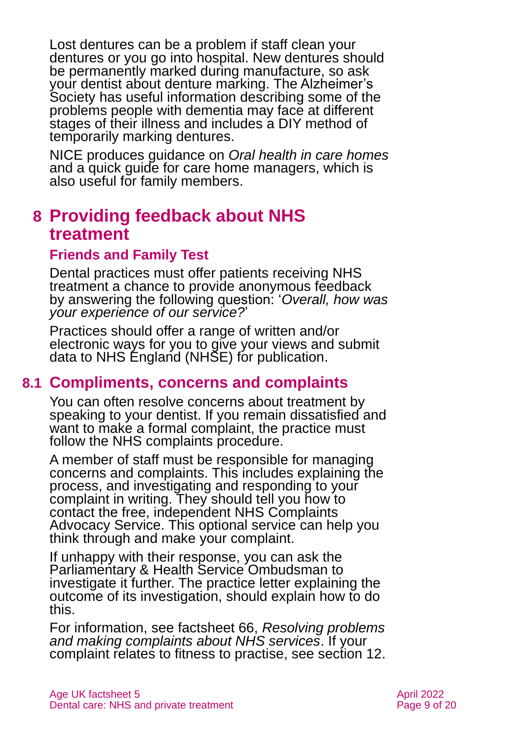Lost dentures can be a problem if staff clean your dentures or you go into hospital. New dentures should be permanently marked during manufacture, so ask your dentist about denture marking. The Alzheimer's Society has useful information describing some of the problems people with dementia may face at different stages of their illness and includes a DIY method of temporarily marking dentures.

NICE produces guidance on *Oral health in care homes* and a quick guide for care home managers, which is also useful for family members.

# 8 Providing feedback about NHS treatment

### Friends and Family Test

Dental practices must offer patients receiving NHS treatment a chance to provide anonymous feedback by answering the following question: '*Overall, how was your experience of our service?*'

Practices should offer a range of written and/or electronic ways for you to give your views and submit data to NHS England (NHSE) for publication.

## 8.1 Compliments, concerns and complaints

You can often resolve concerns about treatment by speaking to your dentist. If you remain dissatisfied and want to make a formal complaint, the practice must follow the NHS complaints procedure.

A member of staff must be responsible for managing concerns and complaints. This includes explaining the process, and investigating and responding to your complaint in writing. They should tell you how to contact the free, independent NHS Complaints Advocacy Service. This optional service can help you think through and make your complaint.

If unhappy with their response, you can ask the Parliamentary & Health Service Ombudsman to investigate it further. The practice letter explaining the outcome of its investigation, should explain how to do this.

For information, see factsheet 66, *Resolving problems and making complaints about NHS services*. If your complaint relates to fitness to practise, see section 12.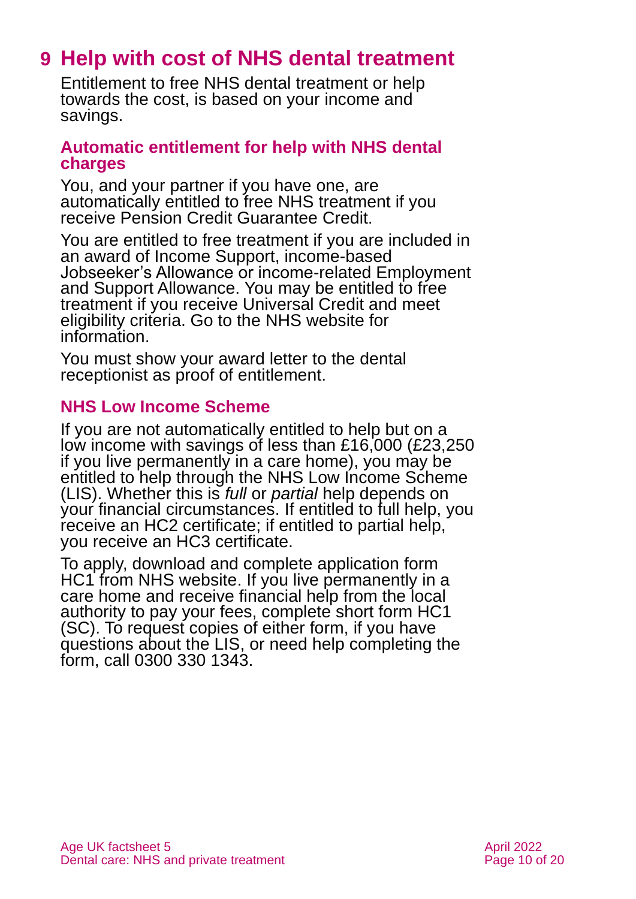# 9 Help with cost of NHS dental treatment

Entitlement to free NHS dental treatment or help towards the cost, is based on your income and savings.

## Automatic entitlement for help with NHS dental charges

You, and your partner if you have one, are automatically entitled to free NHS treatment if you receive Pension Credit Guarantee Credit.

You are entitled to free treatment if you are included in an award of Income Support, income-based Jobseeker's Allowance or income-related Employment and Support Allowance. You may be entitled to free treatment if you receive Universal Credit and meet eligibility criteria. Go to the NHS website for information.

You must show your award letter to the dental receptionist as proof of entitlement.

## NHS Low Income Scheme

If you are not automatically entitled to help but on a low income with savings of less than £16,000 (£23,250 if you live permanently in a care home), you may be entitled to help through the NHS Low Income Scheme (LIS). Whether this is *full* or *partial* help depends on your financial circumstances. If entitled to full help, you receive an HC2 certificate; if entitled to partial help, you receive an HC3 certificate.

To apply, download and complete application form HC1 from NHS website. If you live permanently in a care home and receive financial help from the local authority to pay your fees, complete short form HC1 (SC). To request copies of either form, if you have questions about the LIS, or need help completing the form, call 0300 330 1343.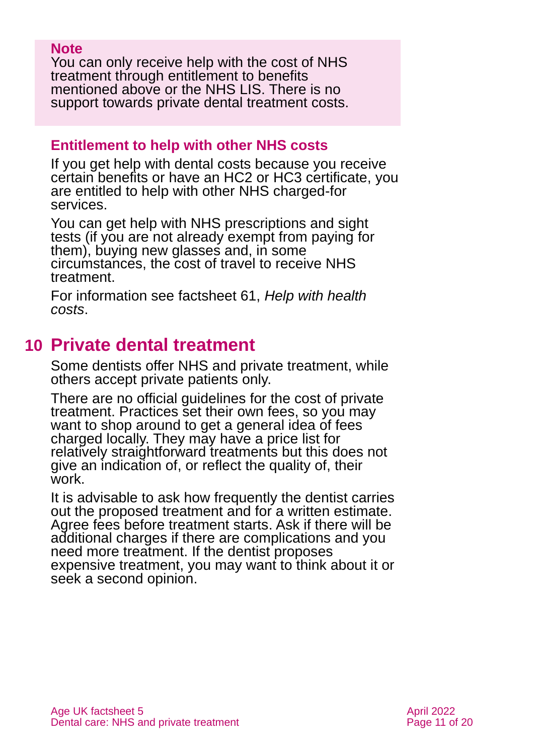**Note**

You can only receive help with the cost of NHS treatment through entitlement to benefits mentioned above or the NHS LIS. There is no support towards private dental treatment costs.

### Entitlement to help with other NHS costs

If you get help with dental costs because you receive certain benefits or have an HC2 or HC3 certificate, you are entitled to help with other NHS charged-for services.

You can get help with NHS prescriptions and sight tests (if you are not already exempt from paying for them), buying new glasses and, in some circumstances, the cost of travel to receive NHS treatment.

For information see factsheet 61, *Help with health costs*.

## 10 Private dental treatment

Some dentists offer NHS and private treatment, while others accept private patients only.

There are no official guidelines for the cost of private treatment. Practices set their own fees, so you may want to shop around to get a general idea of fees charged locally. They may have a price list for relatively straightforward treatments but this does not give an indication of, or reflect the quality of, their work.

It is advisable to ask how frequently the dentist carries out the proposed treatment and for a written estimate. Agree fees before treatment starts. Ask if there will be additional charges if there are complications and you need more treatment. If the dentist proposes expensive treatment, you may want to think about it or seek a second opinion.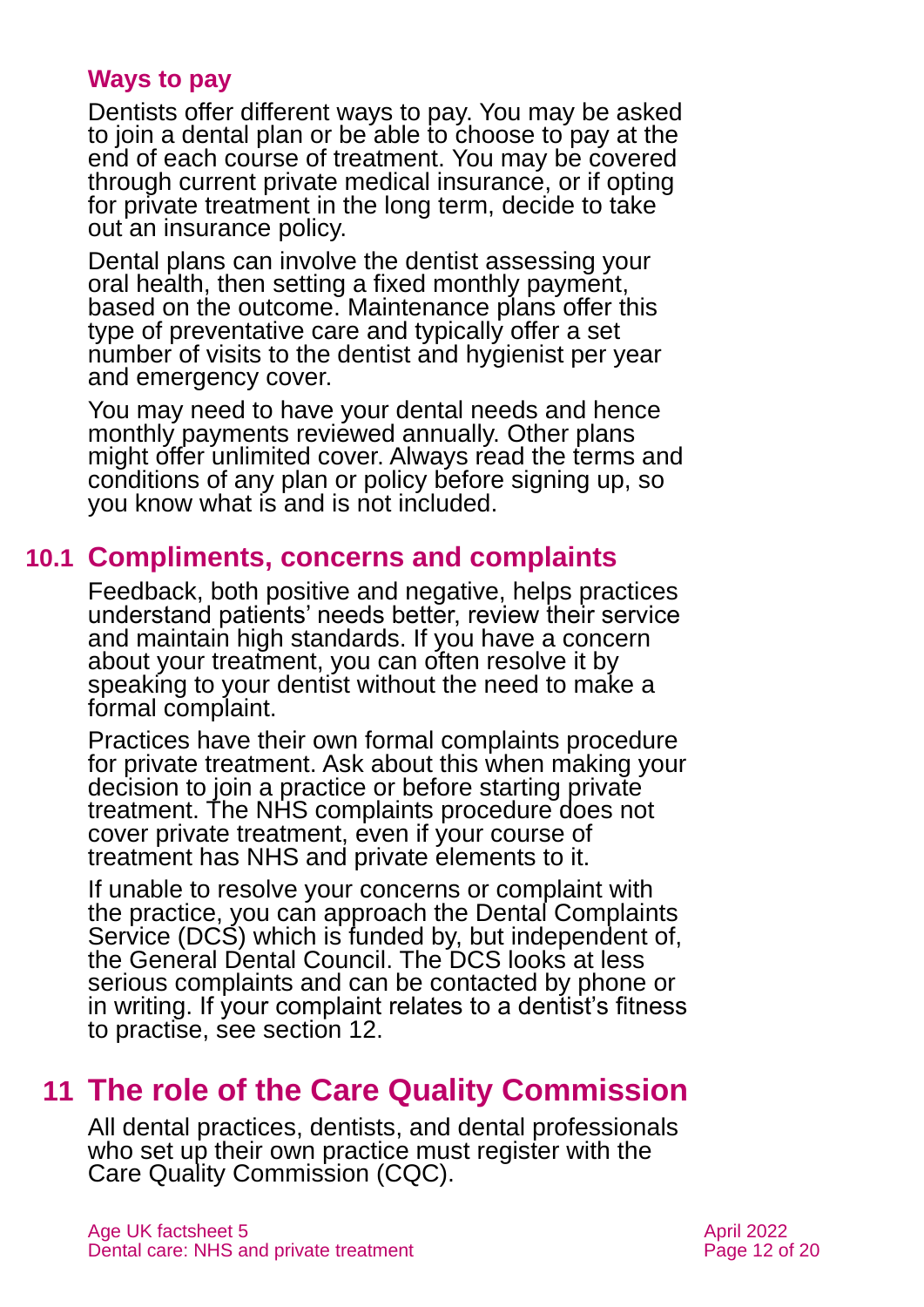### Ways to pay

Dentists offer different ways to pay. You may be asked to join a dental plan or be able to choose to pay at the end of each course of treatment. You may be covered through current private medical insurance, or if opting for private treatment in the long term, decide to take out an insurance policy.

Dental plans can involve the dentist assessing your oral health, then setting a fixed monthly payment, based on the outcome. Maintenance plans offer this type of preventative care and typically offer a set number of visits to the dentist and hygienist per year and emergency cover.

You may need to have your dental needs and hence monthly payments reviewed annually. Other plans might offer unlimited cover. Always read the terms and conditions of any plan or policy before signing up, so you know what is and is not included.

## 10.1 Compliments, concerns and complaints

Feedback, both positive and negative, helps practices understand patients' needs better, review their service and maintain high standards. If you have a concern about your treatment, you can often resolve it by speaking to your dentist without the need to make a formal complaint.

Practices have their own formal complaints procedure for private treatment. Ask about this when making your decision to join a practice or before starting private treatment. The NHS complaints procedure does not cover private treatment, even if your course of treatment has NHS and private elements to it.

If unable to resolve your concerns or complaint with the practice, you can approach the Dental Complaints Service (DCS) which is funded by, but independent of, the General Dental Council. The DCS looks at less serious complaints and can be contacted by phone or in writing. If your complaint relates to a dentist's fitness to practise, see section 12.

# 11 The role of the Care Quality Commission

All dental practices, dentists, and dental professionals who set up their own practice must register with the Care Quality Commission (CQC).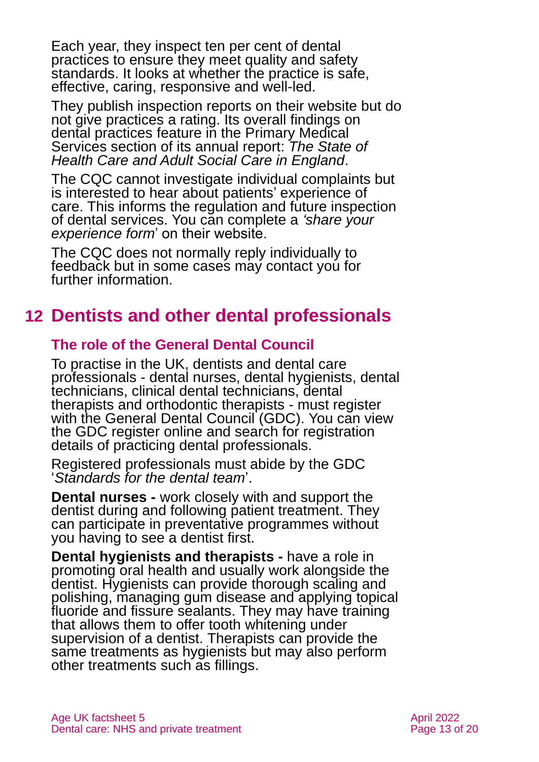Each year, they inspect ten per cent of dental practices to ensure they meet quality and safety standards. It looks at whether the practice is safe, effective, caring, responsive and well-led.

They publish inspection reports on their website but do not give practices a rating. Its overall findings on dental practices feature in the Primary Medical Services section of its annual report: *The State of Health Care and Adult Social Care in England*.

The CQC cannot investigate individual complaints but is interested to hear about patients' experience of care. This informs the regulation and future inspection of dental services. You can complete a *'share your experience form*' on their website.

The CQC does not normally reply individually to feedback but in some cases may contact you for further information.

## 12 Dentists and other dental professionals

### The role of the General Dental Council

To practise in the UK, dentists and dental care professionals - dental nurses, dental hygienists, dental technicians, clinical dental technicians, dental therapists and orthodontic therapists - must register with the General Dental Council (GDC). You can view the GDC register online and search for registration details of practicing dental professionals.

Registered professionals must abide by the GDC '*Standards for the dental team*'.

**Dental nurses -** work closely with and support the dentist during and following patient treatment. They can participate in preventative programmes without you having to see a dentist first.

**Dental hygienists and therapists -** have a role in promoting oral health and usually work alongside the dentist. Hygienists can provide thorough scaling and polishing, managing gum disease and applying topical fluoride and fissure sealants. They may have training that allows them to offer tooth whitening under supervision of a dentist. Therapists can provide the same treatments as hygienists but may also perform other treatments such as fillings.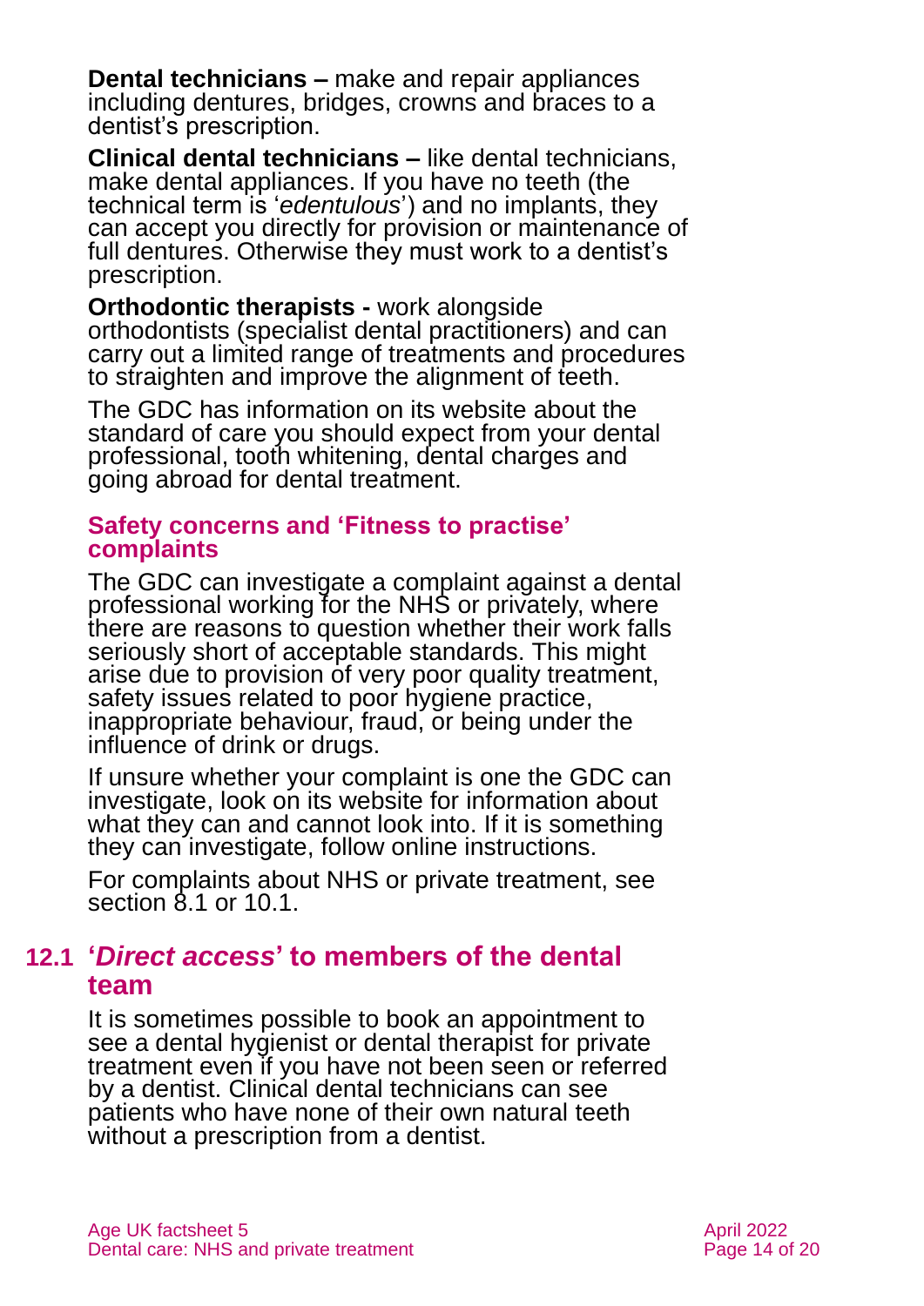**Dental technicians –** make and repair appliances including dentures, bridges, crowns and braces to a dentist's prescription.

**Clinical dental technicians –** like dental technicians, make dental appliances. If you have no teeth (the technical term is '*edentulous*') and no implants, they can accept you directly for provision or maintenance of full dentures. Otherwise they must work to a dentist's prescription.

**Orthodontic therapists -** work alongside orthodontists (specialist dental practitioners) and can carry out a limited range of treatments and procedures to straighten and improve the alignment of teeth.

The GDC has information on its website about the standard of care you should expect from your dental professional, tooth whitening, dental charges and going abroad for dental treatment.

### Safety concerns and 'Fitness to practise' complaints

The GDC can investigate a complaint against a dental professional working for the NHS or privately, where there are reasons to question whether their work falls seriously short of acceptable standards. This might arise due to provision of very poor quality treatment, safety issues related to poor hygiene practice, inappropriate behaviour, fraud, or being under the influence of drink or drugs.

If unsure whether your complaint is one the GDC can investigate, look on its website for information about what they can and cannot look into. If it is something they can investigate, follow online instructions.

For complaints about NHS or private treatment, see section 8.1 or 10.1.

## 12.1 '*Direct access*' to members of the dental team

It is sometimes possible to book an appointment to see a dental hygienist or dental therapist for private treatment even if you have not been seen or referred by a dentist. Clinical dental technicians can see patients who have none of their own natural teeth without a prescription from a dentist.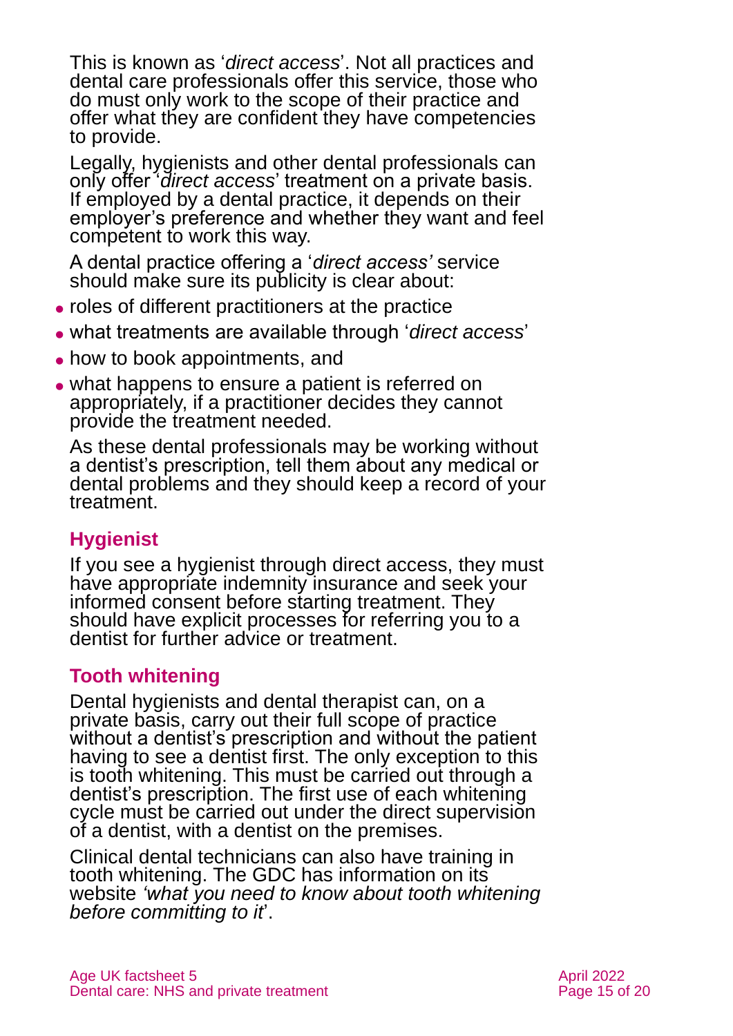This is known as '*direct access*'. Not all practices and dental care professionals offer this service, those who do must only work to the scope of their practice and offer what they are confident they have competencies to provide.

Legally, hygienists and other dental professionals can only offer '*direct access*' treatment on a private basis. If employed by a dental practice, it depends on their employer's preference and whether they want and feel competent to work this way.

A dental practice offering a '*direct access'* service should make sure its publicity is clear about:

- roles of different practitioners at the practice
- what treatments are available through '*direct access*'
- how to book appointments, and
- what happens to ensure a patient is referred on appropriately, if a practitioner decides they cannot provide the treatment needed.

As these dental professionals may be working without a dentist's prescription, tell them about any medical or dental problems and they should keep a record of your treatment.

## Hygienist

If you see a hygienist through direct access, they must have appropriate indemnity insurance and seek your informed consent before starting treatment. They should have explicit processes for referring you to a dentist for further advice or treatment.

## Tooth whitening

Dental hygienists and dental therapist can, on a private basis, carry out their full scope of practice without a dentist's prescription and without the patient having to see a dentist first. The only exception to this is tooth whitening. This must be carried out through a dentist's prescription. The first use of each whitening cycle must be carried out under the direct supervision of a dentist, with a dentist on the premises.

Clinical dental technicians can also have training in tooth whitening. The GDC has information on its website *'what you need to know about tooth whitening before committing to it*'.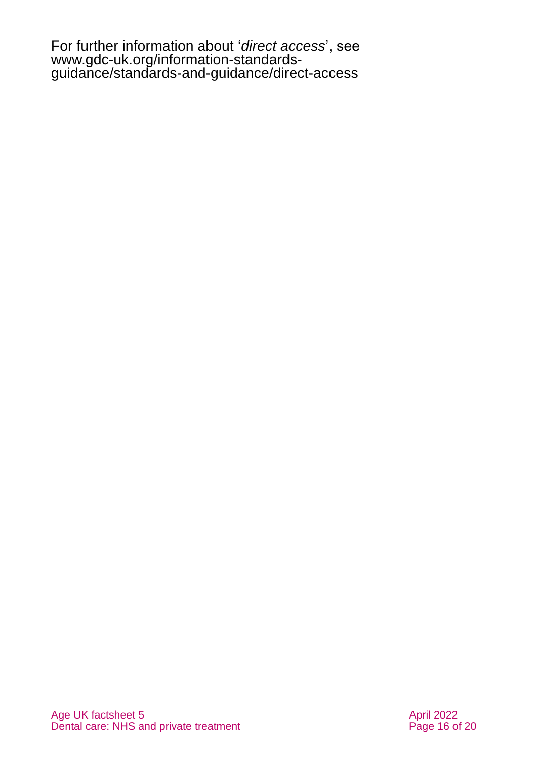For further information about '*direct access*', see www.gdc-uk.org/information-standards-guidance/standards-and-guidance/direct-access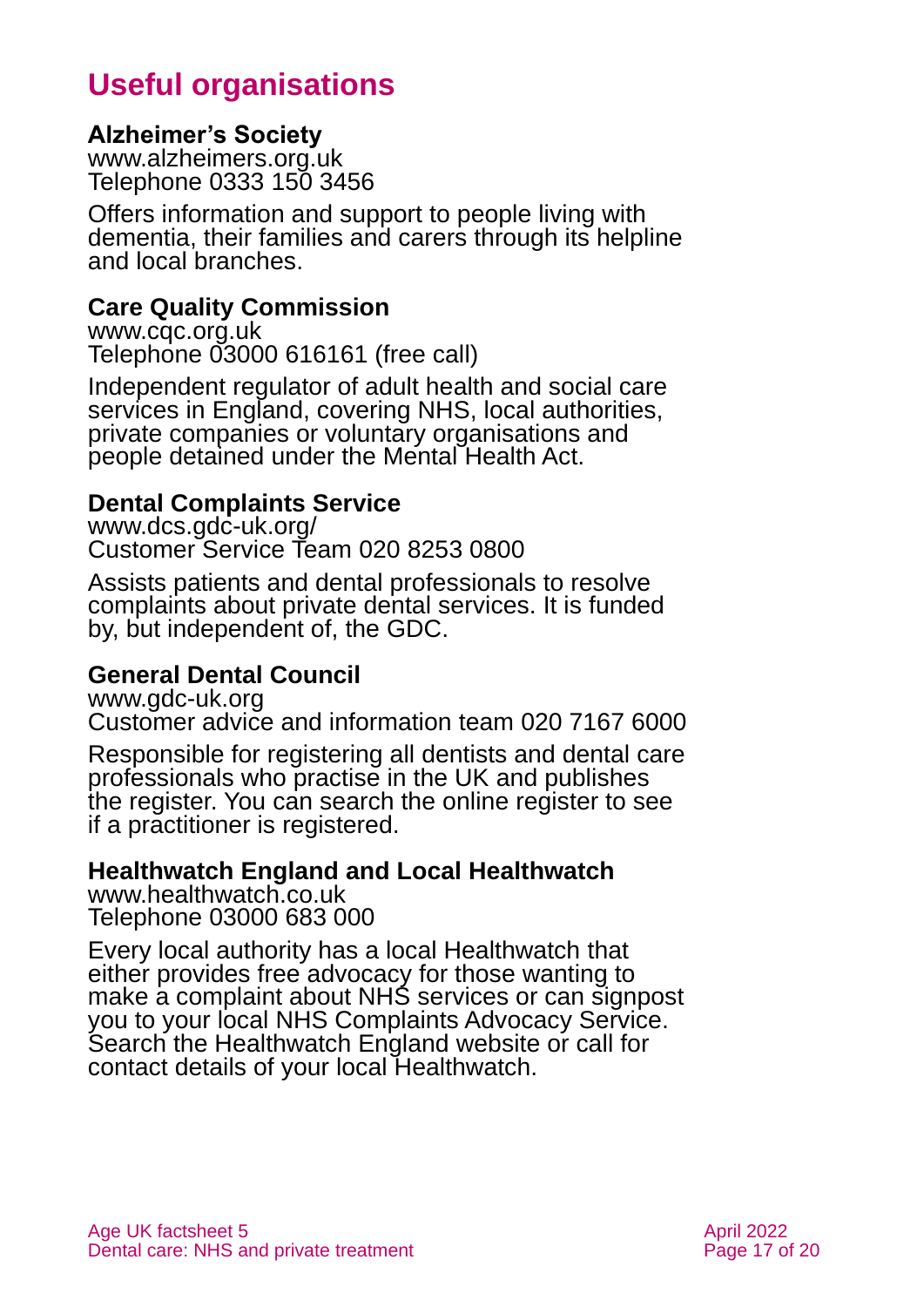# Useful organisations

### Alzheimer's Society

www.alzheimers.org.uk
Telephone 0333 150 3456

Offers information and support to people living with dementia, their families and carers through its helpline and local branches.

### Care Quality Commission

www.cqc.org.uk
Telephone 03000 616161 (free call)

Independent regulator of adult health and social care services in England, covering NHS, local authorities, private companies or voluntary organisations and people detained under the Mental Health Act.

### Dental Complaints Service

www.dcs.gdc-uk.org/
Customer Service Team 020 8253 0800

Assists patients and dental professionals to resolve complaints about private dental services. It is funded by, but independent of, the GDC.

### General Dental Council

www.gdc-uk.org
Customer advice and information team 020 7167 6000

Responsible for registering all dentists and dental care professionals who practise in the UK and publishes the register. You can search the online register to see if a practitioner is registered.

### Healthwatch England and Local Healthwatch

www.healthwatch.co.uk
Telephone 03000 683 000

Every local authority has a local Healthwatch that either provides free advocacy for those wanting to make a complaint about NHS services or can signpost you to your local NHS Complaints Advocacy Service. Search the Healthwatch England website or call for contact details of your local Healthwatch.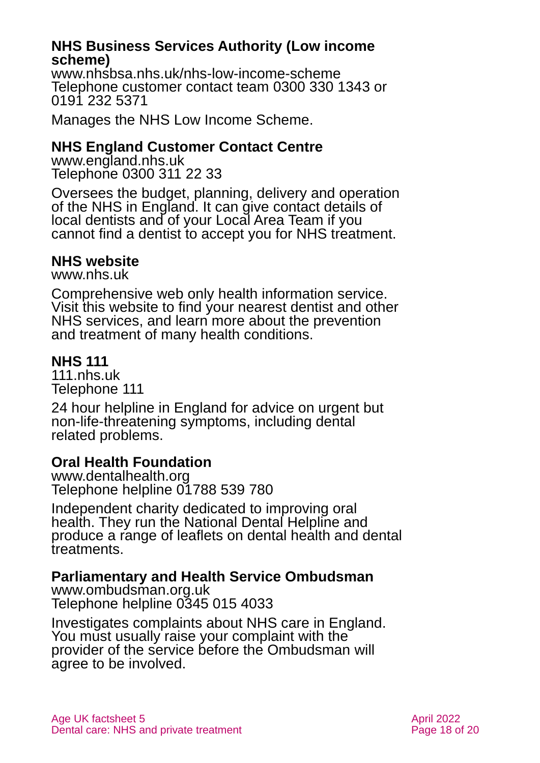### NHS Business Services Authority (Low income scheme)

www.nhsbsa.nhs.uk/nhs-low-income-scheme
Telephone customer contact team 0300 330 1343 or 0191 232 5371

Manages the NHS Low Income Scheme.

### NHS England Customer Contact Centre

www.england.nhs.uk
Telephone 0300 311 22 33

Oversees the budget, planning, delivery and operation of the NHS in England. It can give contact details of local dentists and of your Local Area Team if you cannot find a dentist to accept you for NHS treatment.

### NHS website

www.nhs.uk

Comprehensive web only health information service. Visit this website to find your nearest dentist and other NHS services, and learn more about the prevention and treatment of many health conditions.

### NHS 111

111.nhs.uk
Telephone 111

24 hour helpline in England for advice on urgent but non-life-threatening symptoms, including dental related problems.

### Oral Health Foundation

www.dentalhealth.org
Telephone helpline 01788 539 780

Independent charity dedicated to improving oral health. They run the National Dental Helpline and produce a range of leaflets on dental health and dental treatments.

### Parliamentary and Health Service Ombudsman

www.ombudsman.org.uk
Telephone helpline 0345 015 4033

Investigates complaints about NHS care in England. You must usually raise your complaint with the provider of the service before the Ombudsman will agree to be involved.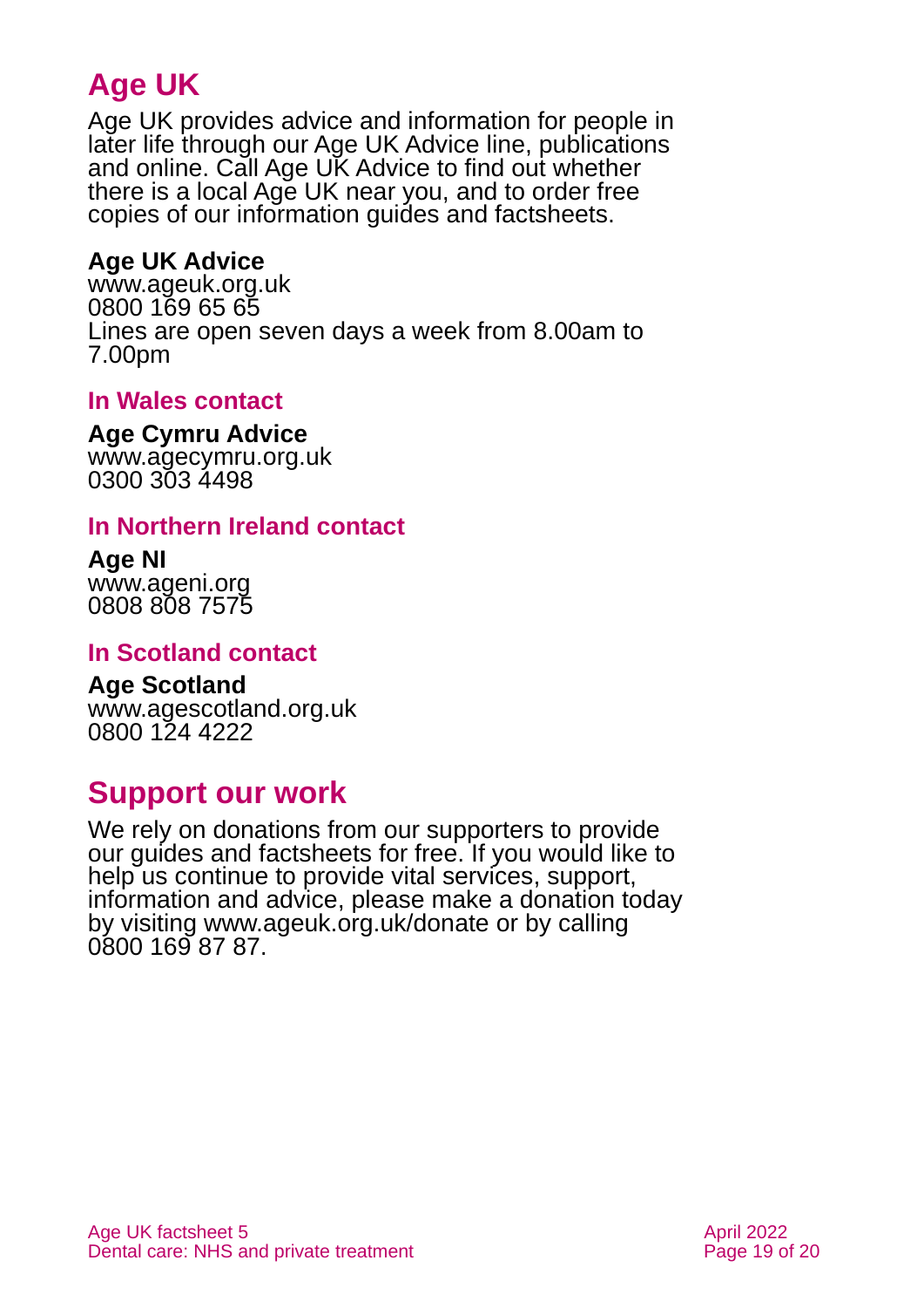# Age UK

Age UK provides advice and information for people in later life through our Age UK Advice line, publications and online. Call Age UK Advice to find out whether there is a local Age UK near you, and to order free copies of our information guides and factsheets.

**Age UK Advice**
www.ageuk.org.uk
0800 169 65 65
Lines are open seven days a week from 8.00am to 7.00pm

### In Wales contact

**Age Cymru Advice**
www.agecymru.org.uk
0300 303 4498

### In Northern Ireland contact

**Age NI**
www.ageni.org
0808 808 7575

### In Scotland contact

**Age Scotland**
www.agescotland.org.uk
0800 124 4222

# Support our work

We rely on donations from our supporters to provide our guides and factsheets for free. If you would like to help us continue to provide vital services, support, information and advice, please make a donation today by visiting www.ageuk.org.uk/donate or by calling 0800 169 87 87.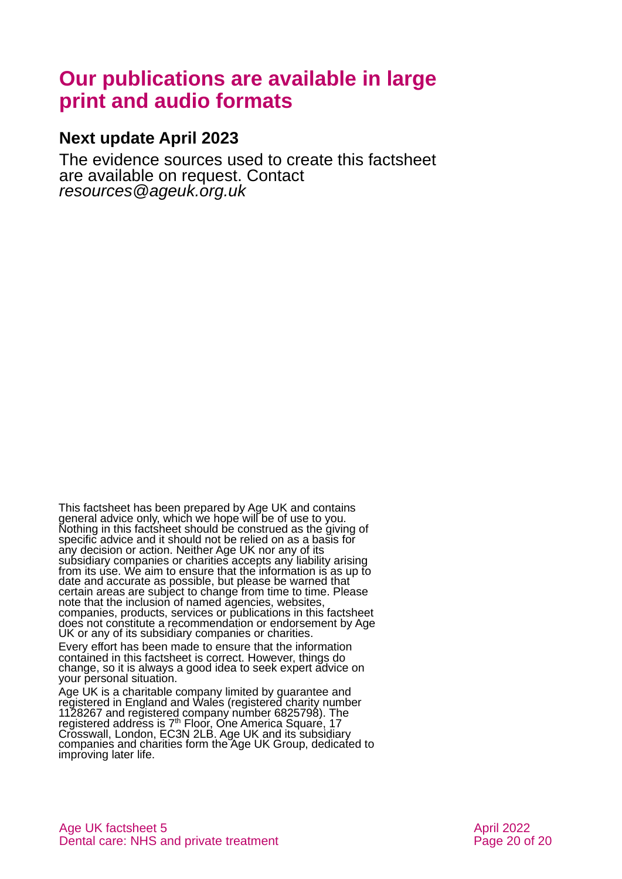# Our publications are available in large print and audio formats

## Next update April 2023

The evidence sources used to create this factsheet are available on request. Contact *resources@ageuk.org.uk*

This factsheet has been prepared by Age UK and contains general advice only, which we hope will be of use to you. Nothing in this factsheet should be construed as the giving of specific advice and it should not be relied on as a basis for any decision or action. Neither Age UK nor any of its subsidiary companies or charities accepts any liability arising from its use. We aim to ensure that the information is as up to date and accurate as possible, but please be warned that certain areas are subject to change from time to time. Please note that the inclusion of named agencies, websites, companies, products, services or publications in this factsheet does not constitute a recommendation or endorsement by Age UK or any of its subsidiary companies or charities.

Every effort has been made to ensure that the information contained in this factsheet is correct. However, things do change, so it is always a good idea to seek expert advice on your personal situation.

Age UK is a charitable company limited by guarantee and registered in England and Wales (registered charity number 1128267 and registered company number 6825798). The registered address is 7th Floor, One America Square, 17 Crosswall, London, EC3N 2LB. Age UK and its subsidiary companies and charities form the Age UK Group, dedicated to improving later life.